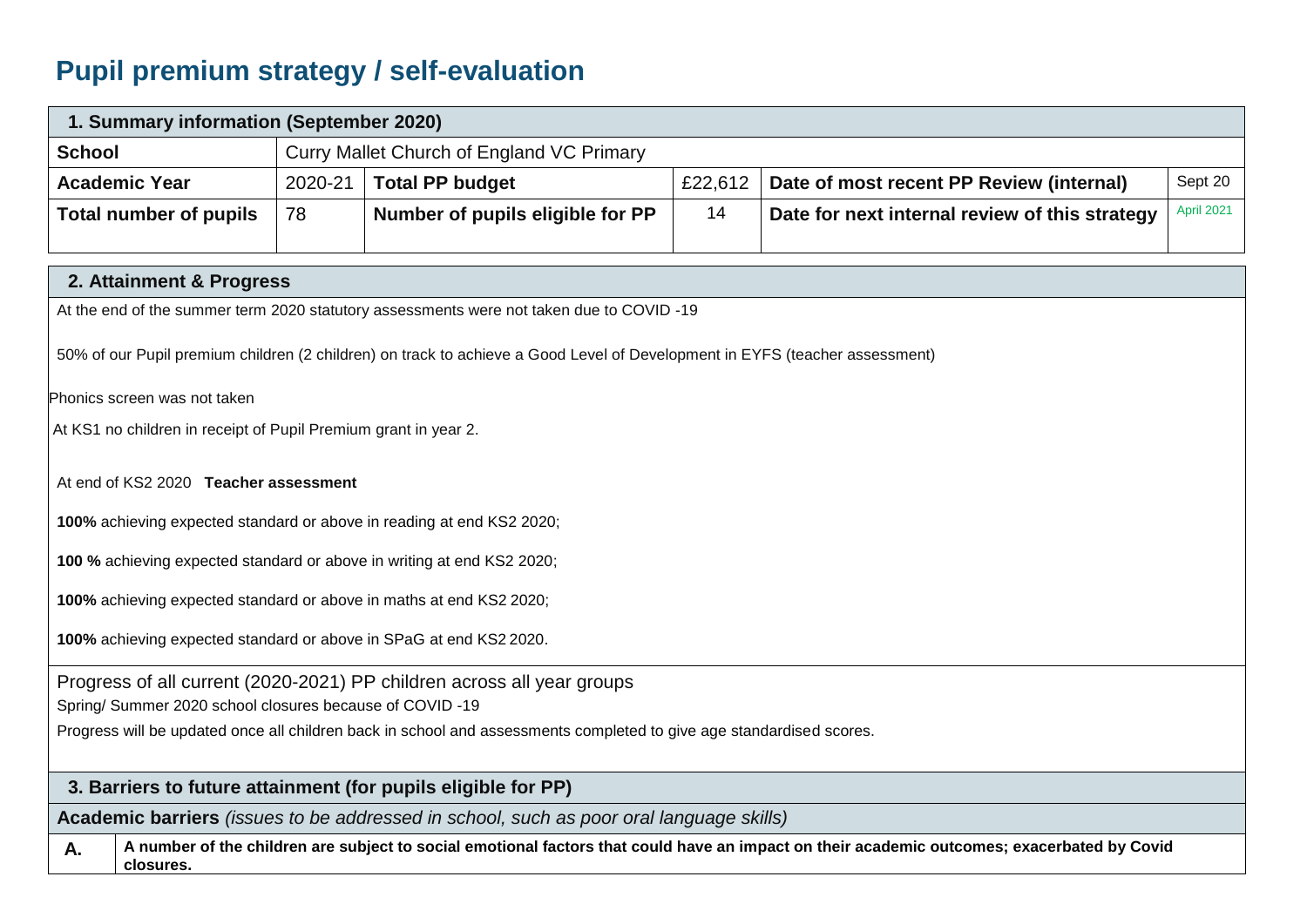# Pupil premium strategy / self-evaluation

| 1. Summary information (September 2020) | | | | | |
|---|---|---|---|---|---|
| **School** | Curry Mallet Church of England VC Primary | | | | |
| **Academic Year** | 2020-21 | **Total PP budget** | £22,612 | **Date of most recent PP Review (internal)** | Sept 20 |
| **Total number of pupils** | 78 | **Number of pupils eligible for PP** | 14 | **Date for next internal review of this strategy** | April 2021 |

## 2. Attainment & Progress

At the end of the summer term 2020 statutory assessments were not taken due to COVID -19

50% of our Pupil premium children (2 children) on track to achieve a Good Level of Development in EYFS (teacher assessment)

Phonics screen was not taken

At KS1 no children in receipt of Pupil Premium grant in year 2.

At end of KS2 2020 **Teacher assessment**

**100%** achieving expected standard or above in reading at end KS2 2020;

**100 %** achieving expected standard or above in writing at end KS2 2020;

**100%** achieving expected standard or above in maths at end KS2 2020;

**100%** achieving expected standard or above in SPaG at end KS2 2020.

Progress of all current (2020-2021) PP children across all year groups

Spring/ Summer 2020 school closures because of COVID -19

Progress will be updated once all children back in school and assessments completed to give age standardised scores.

## 3. Barriers to future attainment (for pupils eligible for PP)

**Academic barriers** *(issues to be addressed in school, such as poor oral language skills)*

| | |
|---|---|
| **A.** | **A number of the children are subject to social emotional factors that could have an impact on their academic outcomes; exacerbated by Covid closures.** |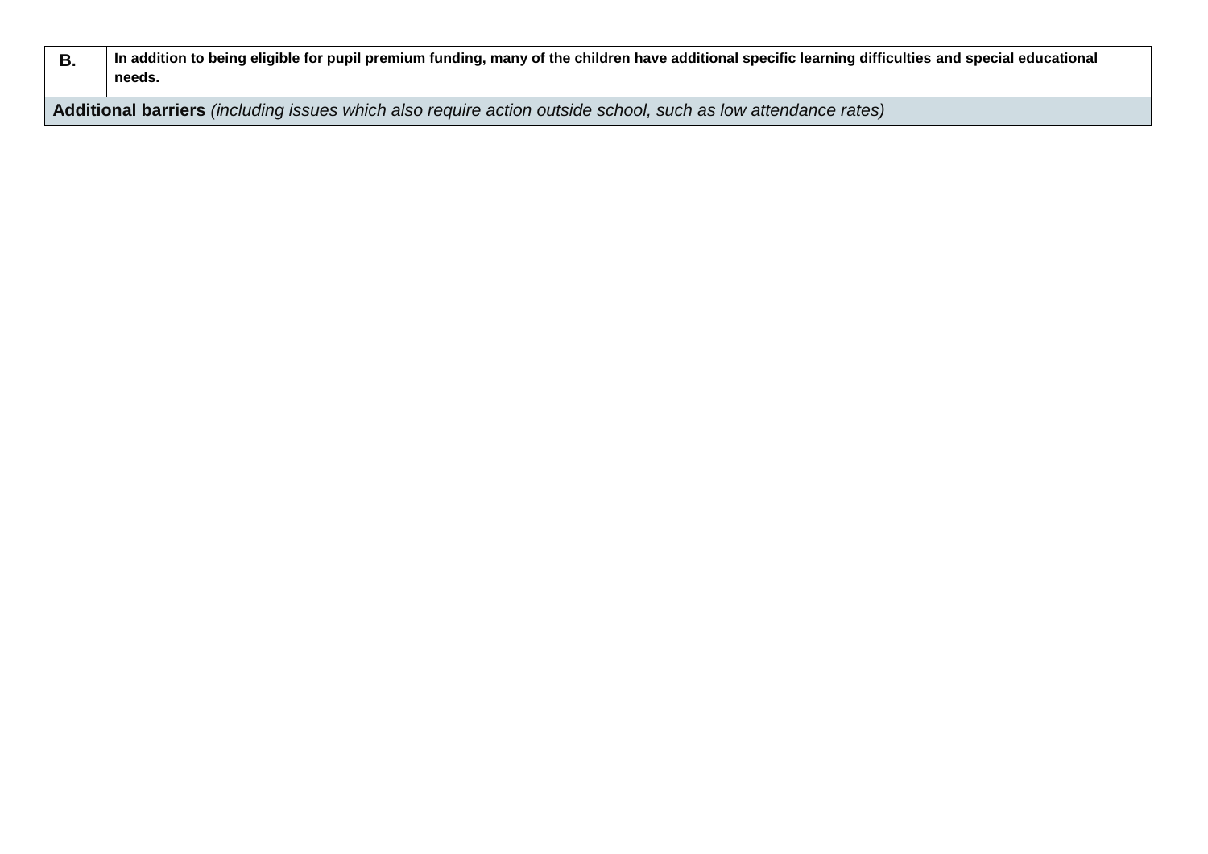| | |
|---|---|
| **B.** | **In addition to being eligible for pupil premium funding, many of the children have additional specific learning difficulties and special educational needs.** |
| **Additional barriers** *(including issues which also require action outside school, such as low attendance rates)* | |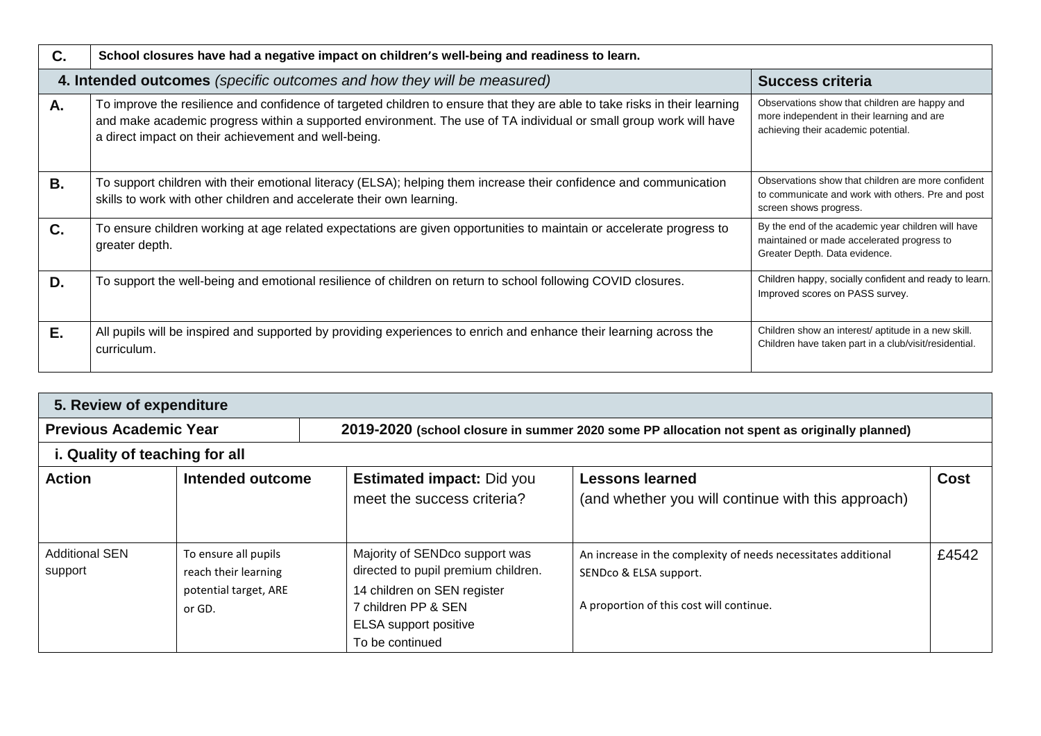| C. | School closures have had a negative impact on children's well-being and readiness to learn. | |
|---|---|---|
| **4. Intended outcomes** *(specific outcomes and how they will be measured)* | | **Success criteria** |
| **A.** | To improve the resilience and confidence of targeted children to ensure that they are able to take risks in their learning and make academic progress within a supported environment. The use of TA individual or small group work will have a direct impact on their achievement and well-being. | Observations show that children are happy and more independent in their learning and are achieving their academic potential. |
| **B.** | To support children with their emotional literacy (ELSA); helping them increase their confidence and communication skills to work with other children and accelerate their own learning. | Observations show that children are more confident to communicate and work with others. Pre and post screen shows progress. |
| **C.** | To ensure children working at age related expectations are given opportunities to maintain or accelerate progress to greater depth. | By the end of the academic year children will have maintained or made accelerated progress to Greater Depth. Data evidence. |
| **D.** | To support the well-being and emotional resilience of children on return to school following COVID closures. | Children happy, socially confident and ready to learn. Improved scores on PASS survey. |
| **E.** | All pupils will be inspired and supported by providing experiences to enrich and enhance their learning across the curriculum. | Children show an interest/ aptitude in a new skill. Children have taken part in a club/visit/residential. |

| **5. Review of expenditure** | | | | |
|---|---|---|---|---|
| **Previous Academic Year** | **2019-2020** (school closure in summer 2020 some PP allocation not spent as originally planned) | | | |
| **i. Quality of teaching for all** | | | | |
| **Action** | **Intended outcome** | **Estimated impact:** Did you meet the success criteria? | **Lessons learned** (and whether you will continue with this approach) | **Cost** |
| Additional SEN support | To ensure all pupils reach their learning potential target, ARE or GD. | Majority of SENDco support was directed to pupil premium children.<br>14 children on SEN register<br>7 children PP & SEN<br>ELSA support positive<br>To be continued | An increase in the complexity of needs necessitates additional SENDco & ELSA support.<br><br>A proportion of this cost will continue. | £4542 |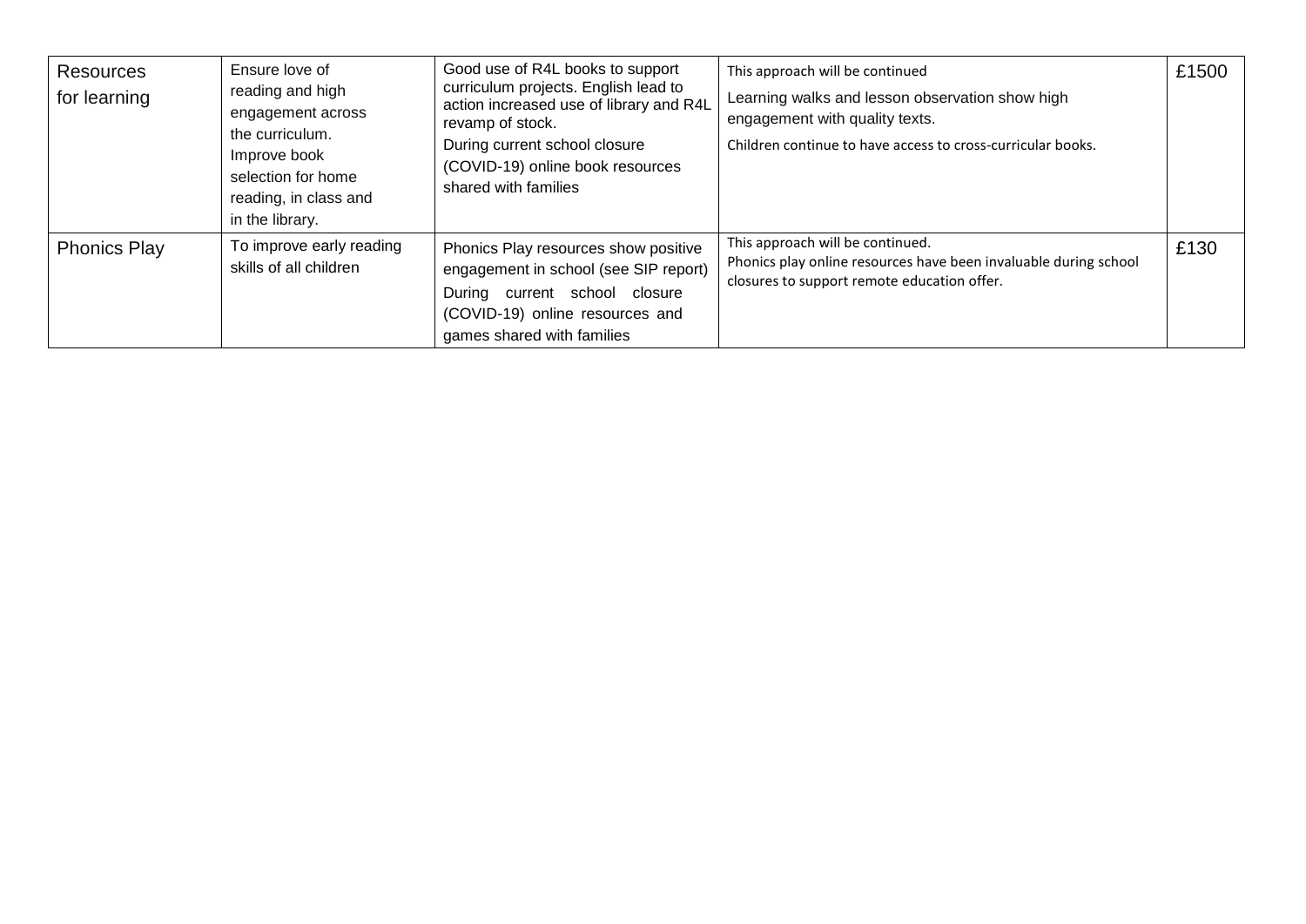| | | | | |
|---|---|---|---|---|
| Resources for learning | Ensure love of reading and high engagement across the curriculum. Improve book selection for home reading, in class and in the library. | Good use of R4L books to support curriculum projects. English lead to action increased use of library and R4L revamp of stock.<br>During current school closure (COVID-19) online book resources shared with families | This approach will be continued<br>Learning walks and lesson observation show high engagement with quality texts.<br>Children continue to have access to cross-curricular books. | £1500 |
| Phonics Play | To improve early reading skills of all children | Phonics Play resources show positive engagement in school (see SIP report)<br>During current school closure (COVID-19) online resources and games shared with families | This approach will be continued.<br>Phonics play online resources have been invaluable during school closures to support remote education offer. | £130 |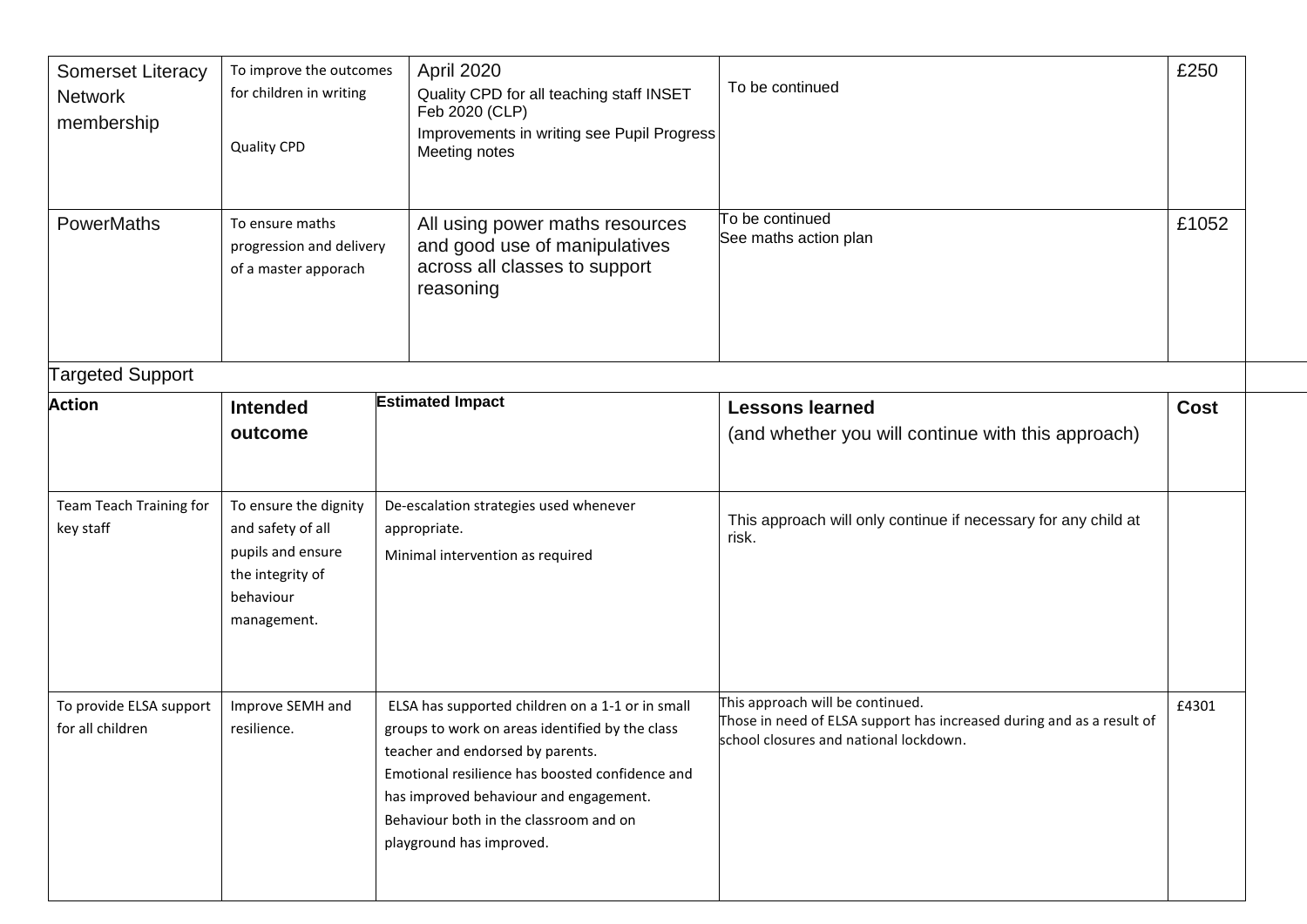| | | | | |
|---|---|---|---|---|
| Somerset Literacy Network membership | To improve the outcomes for children in writing<br><br>Quality CPD | April 2020<br>Quality CPD for all teaching staff INSET Feb 2020 (CLP)<br>Improvements in writing see Pupil Progress Meeting notes | To be continued | £250 |
| PowerMaths | To ensure maths progression and delivery of a master apporach | All using power maths resources and good use of manipulatives across all classes to support reasoning | To be continued<br>See maths action plan | £1052 |

Targeted Support

| Action | Intended outcome | Estimated Impact | Lessons learned (and whether you will continue with this approach) | Cost |
|---|---|---|---|---|
| Team Teach Training for key staff | To ensure the dignity and safety of all pupils and ensure the integrity of behaviour management. | De-escalation strategies used whenever appropriate.<br>Minimal intervention as required | This approach will only continue if necessary for any child at risk. | |
| To provide ELSA support for all children | Improve SEMH and resilience. | ELSA has supported children on a 1-1 or in small groups to work on areas identified by the class teacher and endorsed by parents.<br>Emotional resilience has boosted confidence and has improved behaviour and engagement.<br>Behaviour both in the classroom and on playground has improved. | This approach will be continued.<br>Those in need of ELSA support has increased during and as a result of school closures and national lockdown. | £4301 |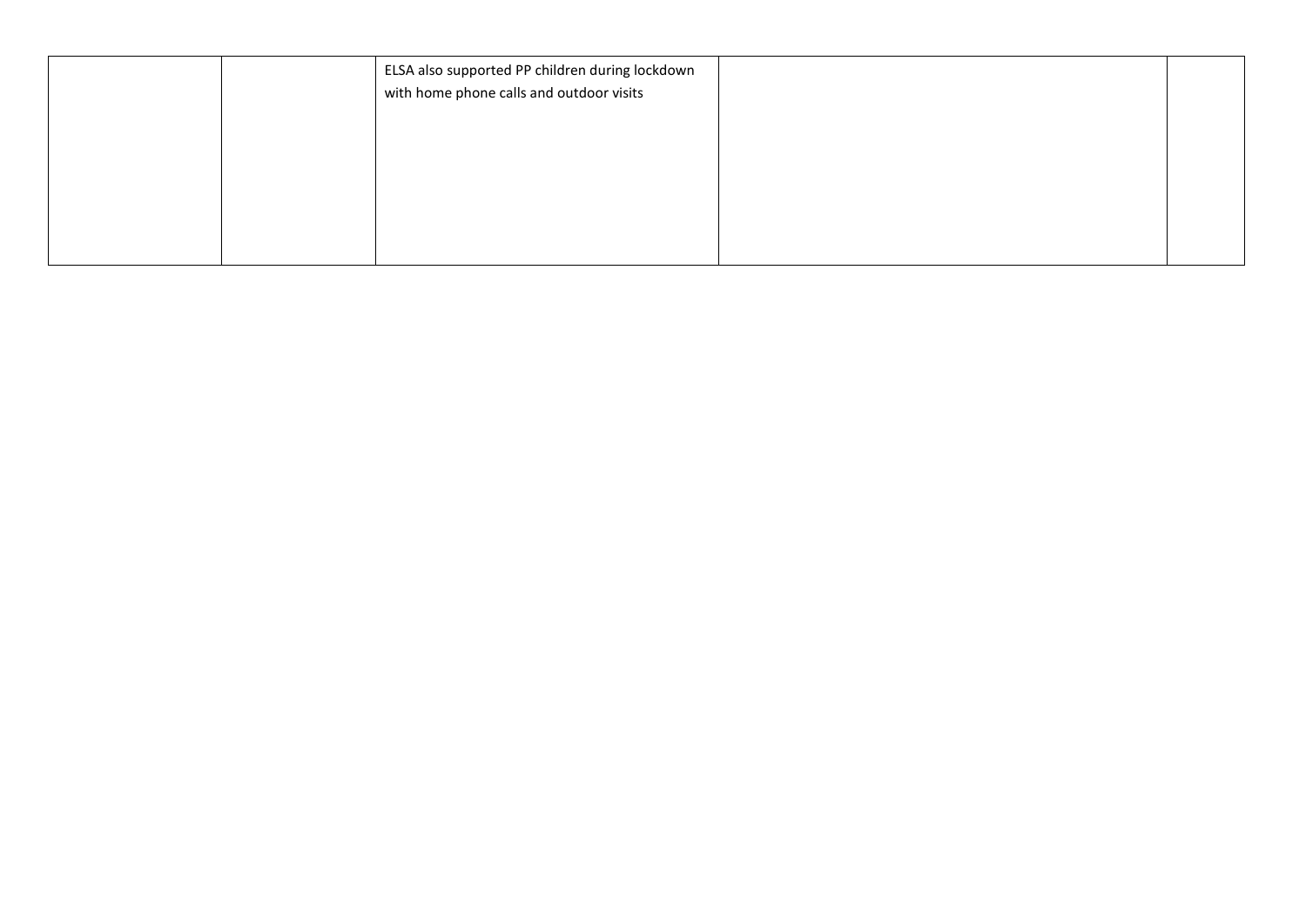| | | | | |
|---|---|---|---|---|
| | | ELSA also supported PP children during lockdown with home phone calls and outdoor visits | | |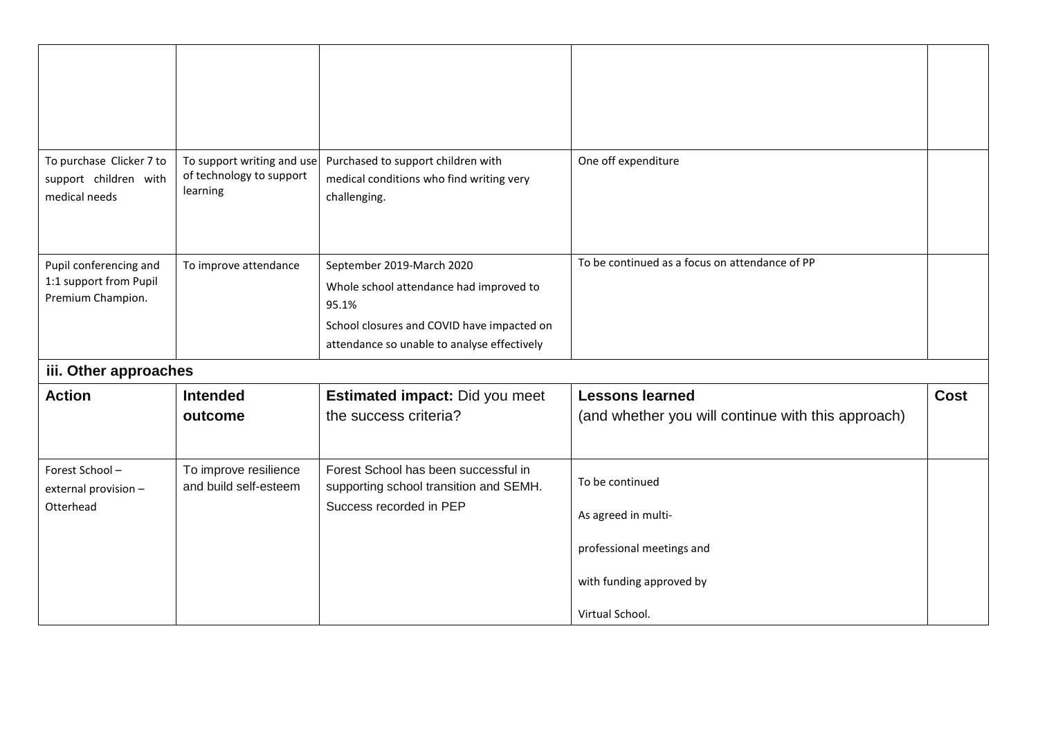| | | | | |
|---|---|---|---|---|
| | | | | |
| To purchase Clicker 7 to support children with medical needs | To support writing and use of technology to support learning | Purchased to support children with medical conditions who find writing very challenging. | One off expenditure | |
| Pupil conferencing and 1:1 support from Pupil Premium Champion. | To improve attendance | September 2019-March 2020<br>Whole school attendance had improved to 95.1%<br>School closures and COVID have impacted on attendance so unable to analyse effectively | To be continued as a focus on attendance of PP | |

### iii. Other approaches

| Action | Intended outcome | **Estimated impact:** Did you meet the success criteria? | **Lessons learned** (and whether you will continue with this approach) | Cost |
|---|---|---|---|---|
| Forest School – external provision – Otterhead | To improve resilience and build self-esteem | Forest School has been successful in supporting school transition and SEMH. Success recorded in PEP | To be continued<br>As agreed in multi-<br>professional meetings and<br>with funding approved by<br>Virtual School. | |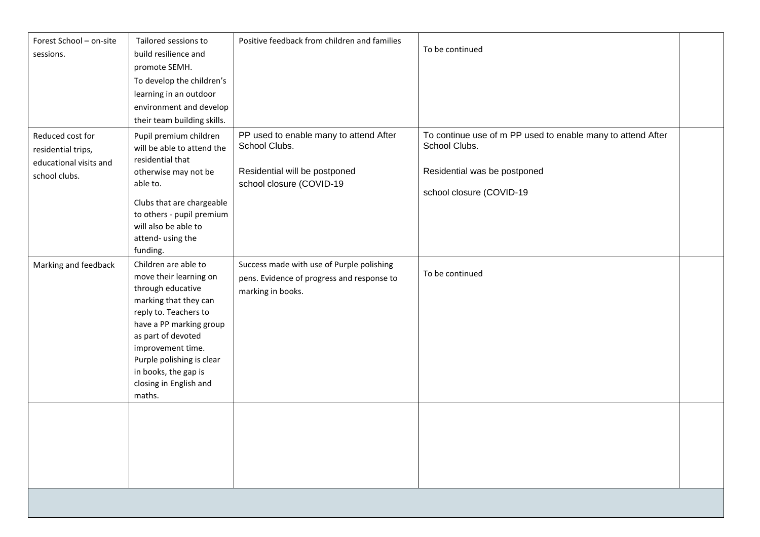| | | | | |
|---|---|---|---|---|
| Forest School – on-site sessions. | Tailored sessions to build resilience and promote SEMH. To develop the children's learning in an outdoor environment and develop their team building skills. | Positive feedback from children and families | To be continued | |
| Reduced cost for residential trips, educational visits and school clubs. | Pupil premium children will be able to attend the residential that otherwise may not be able to. Clubs that are chargeable to others - pupil premium will also be able to attend- using the funding. | PP used to enable many to attend After School Clubs. Residential will be postponed school closure (COVID-19 | To continue use of m PP used to enable many to attend After School Clubs. Residential was be postponed school closure (COVID-19 | |
| Marking and feedback | Children are able to move their learning on through educative marking that they can reply to. Teachers to have a PP marking group as part of devoted improvement time. Purple polishing is clear in books, the gap is closing in English and maths. | Success made with use of Purple polishing pens. Evidence of progress and response to marking in books. | To be continued | |
| | | | | |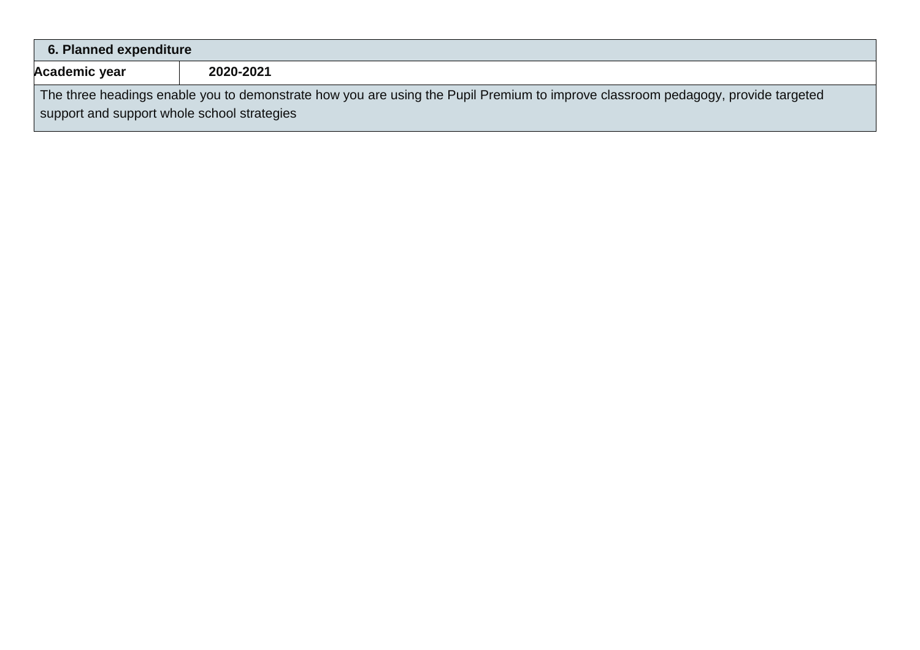| 6. Planned expenditure | |
| --- | --- |
| **Academic year** | **2020-2021** |
| The three headings enable you to demonstrate how you are using the Pupil Premium to improve classroom pedagogy, provide targeted support and support whole school strategies | |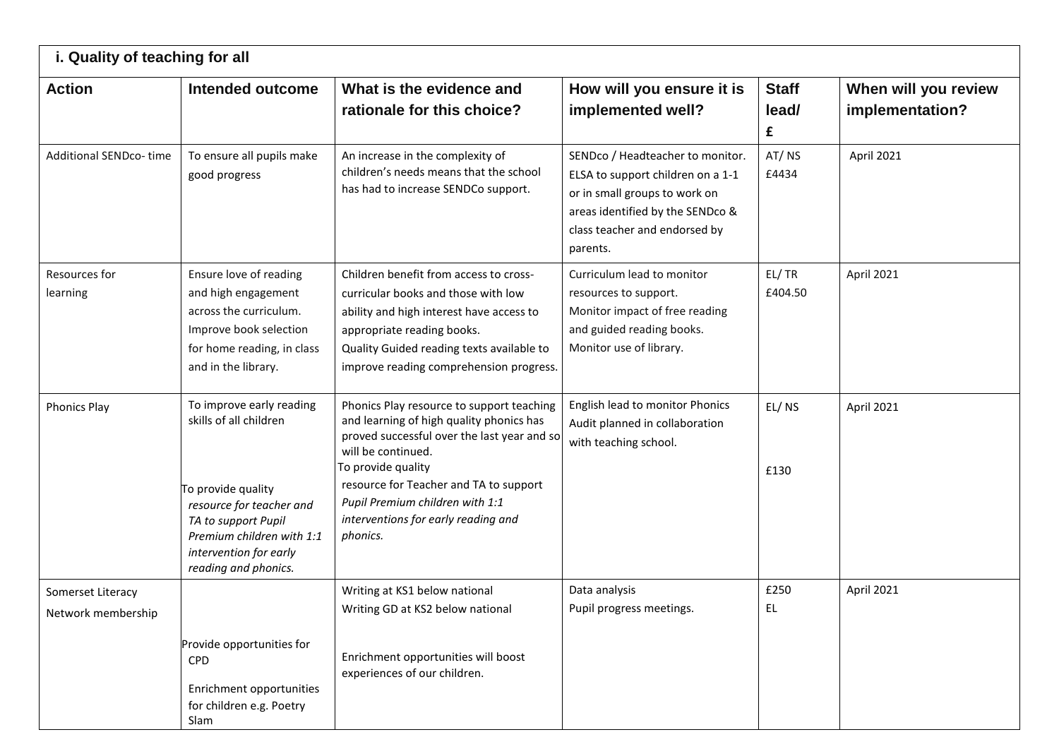| i. Quality of teaching for all | | | | | |
|---|---|---|---|---|---|
| **Action** | **Intended outcome** | **What is the evidence and rationale for this choice?** | **How will you ensure it is implemented well?** | **Staff lead/ £** | **When will you review implementation?** |
| Additional SENDco- time | To ensure all pupils make good progress | An increase in the complexity of children's needs means that the school has had to increase SENDCo support. | SENDco / Headteacher to monitor. ELSA to support children on a 1-1 or in small groups to work on areas identified by the SENDco & class teacher and endorsed by parents. | AT/ NS £4434 | April 2021 |
| Resources for learning | Ensure love of reading and high engagement across the curriculum. Improve book selection for home reading, in class and in the library. | Children benefit from access to cross-curricular books and those with low ability and high interest have access to appropriate reading books. Quality Guided reading texts available to improve reading comprehension progress. | Curriculum lead to monitor resources to support. Monitor impact of free reading and guided reading books. Monitor use of library. | EL/ TR £404.50 | April 2021 |
| Phonics Play | To improve early reading skills of all children<br><br>To provide quality *resource for teacher and TA to support Pupil Premium children with 1:1 intervention for early reading and phonics.* | Phonics Play resource to support teaching and learning of high quality phonics has proved successful over the last year and so will be continued.<br>To provide quality resource for Teacher and TA to support *Pupil Premium children with 1:1 interventions for early reading and phonics.* | English lead to monitor Phonics Audit planned in collaboration with teaching school. | EL/ NS<br><br>£130 | April 2021 |
| Somerset Literacy Network membership | Provide opportunities for CPD<br><br>Enrichment opportunities for children e.g. Poetry Slam | Writing at KS1 below national<br>Writing GD at KS2 below national<br><br>Enrichment opportunities will boost experiences of our children. | Data analysis<br>Pupil progress meetings. | £250<br>EL | April 2021 |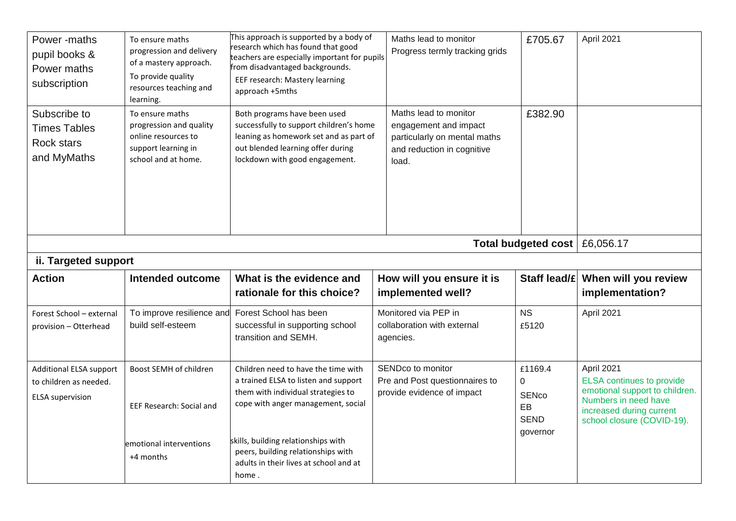| | | | | | |
|---|---|---|---|---|---|
| Power -maths pupil books & Power maths subscription | To ensure maths progression and delivery of a mastery approach. To provide quality resources teaching and learning. | This approach is supported by a body of research which has found that good teachers are especially important for pupils from disadvantaged backgrounds. EEF research: Mastery learning approach +5mths | Maths lead to monitor Progress termly tracking grids | £705.67 | April 2021 |
| Subscribe to Times Tables Rock stars and MyMaths | To ensure maths progression and quality online resources to support learning in school and at home. | Both programs have been used successfully to support children's home leaning as homework set and as part of out blended learning offer during lockdown with good engagement. | Maths lead to monitor engagement and impact particularly on mental maths and reduction in cognitive load. | £382.90 | |
| | | | | **Total budgeted cost** | £6,056.17 |

### ii. Targeted support

| Action | Intended outcome | What is the evidence and rationale for this choice? | How will you ensure it is implemented well? | Staff lead/£ | When will you review implementation? |
|---|---|---|---|---|---|
| Forest School – external provision – Otterhead | To improve resilience and build self-esteem | Forest School has been successful in supporting school transition and SEMH. | Monitored via PEP in collaboration with external agencies. | NS £5120 | April 2021 |
| Additional ELSA support to children as needed. ELSA supervision | Boost SEMH of children EEF Research: Social and emotional interventions +4 months | Children need to have the time with a trained ELSA to listen and support them with individual strategies to cope with anger management, social skills, building relationships with peers, building relationships with adults in their lives at school and at home . | SENDco to monitor Pre and Post questionnaires to provide evidence of impact | £1169.40 SENco EB SEND governor | April 2021 ELSA continues to provide emotional support to children. Numbers in need have increased during current school closure (COVID-19). |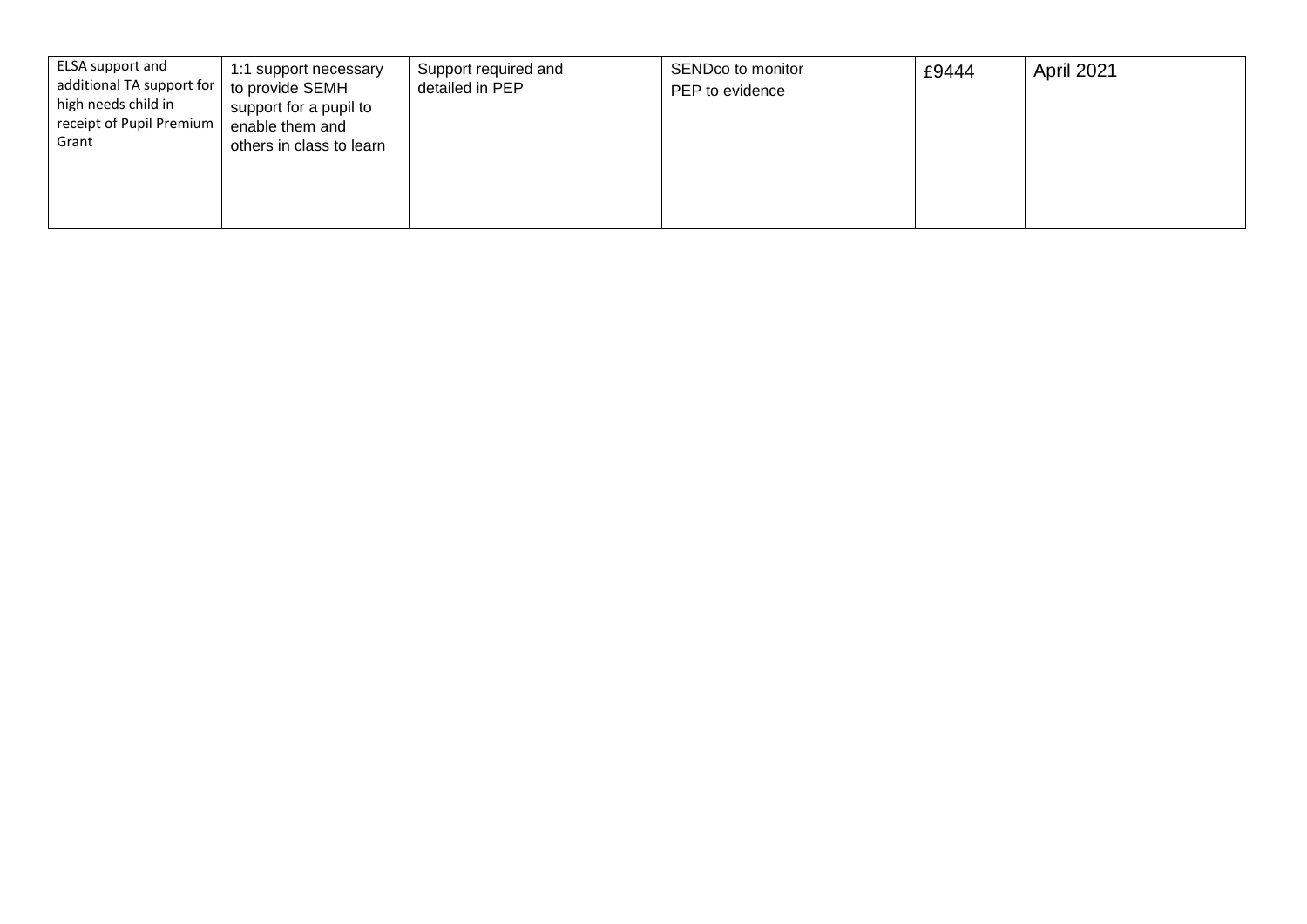| | | | | | |
|---|---|---|---|---|---|
| ELSA support and additional TA support for high needs child in receipt of Pupil Premium Grant | 1:1 support necessary to provide SEMH support for a pupil to enable them and others in class to learn | Support required and detailed in PEP | SENDco to monitor PEP to evidence | £9444 | April 2021 |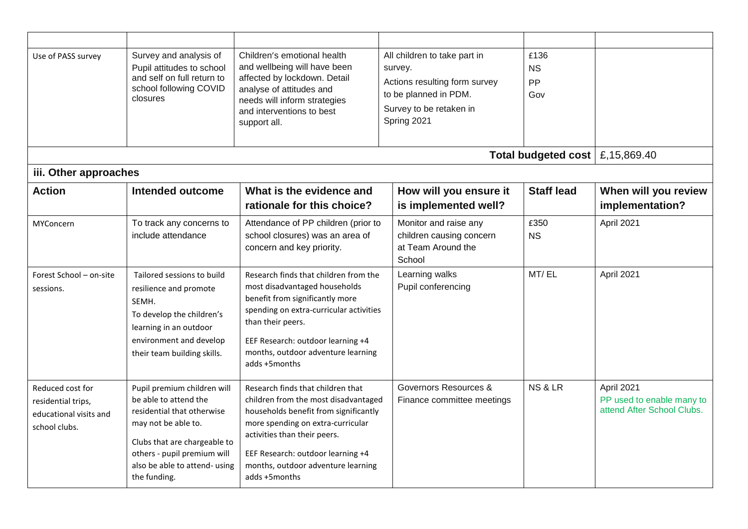| | | | | | |
|---|---|---|---|---|---|
| | | | | | |
| Use of PASS survey | Survey and analysis of Pupil attitudes to school and self on full return to school following COVID closures | Children's emotional health and wellbeing will have been affected by lockdown. Detail analyse of attitudes and needs will inform strategies and interventions to best support all. | All children to take part in survey.<br>Actions resulting form survey to be planned in PDM.<br>Survey to be retaken in Spring 2021 | £136<br>NS<br>PP<br>Gov | |
| | | | | **Total budgeted cost** | £,15,869.40 |

### iii. Other approaches

| Action | Intended outcome | What is the evidence and rationale for this choice? | How will you ensure it is implemented well? | Staff lead | When will you review implementation? |
|---|---|---|---|---|---|
| MYConcern | To track any concerns to include attendance | Attendance of PP children (prior to school closures) was an area of concern and key priority. | Monitor and raise any children causing concern at Team Around the School | £350<br>NS | April 2021 |
| Forest School – on-site sessions. | Tailored sessions to build resilience and promote SEMH.<br>To develop the children's learning in an outdoor environment and develop their team building skills. | Research finds that children from the most disadvantaged households benefit from significantly more spending on extra-curricular activities than their peers.<br>EEF Research: outdoor learning +4 months, outdoor adventure learning adds +5months | Learning walks<br>Pupil conferencing | MT/ EL | April 2021 |
| Reduced cost for residential trips, educational visits and school clubs. | Pupil premium children will be able to attend the residential that otherwise may not be able to.<br>Clubs that are chargeable to others - pupil premium will also be able to attend- using the funding. | Research finds that children that children from the most disadvantaged households benefit from significantly more spending on extra-curricular activities than their peers.<br>EEF Research: outdoor learning +4 months, outdoor adventure learning adds +5months | Governors Resources & Finance committee meetings | NS & LR | April 2021<br>PP used to enable many to attend After School Clubs. |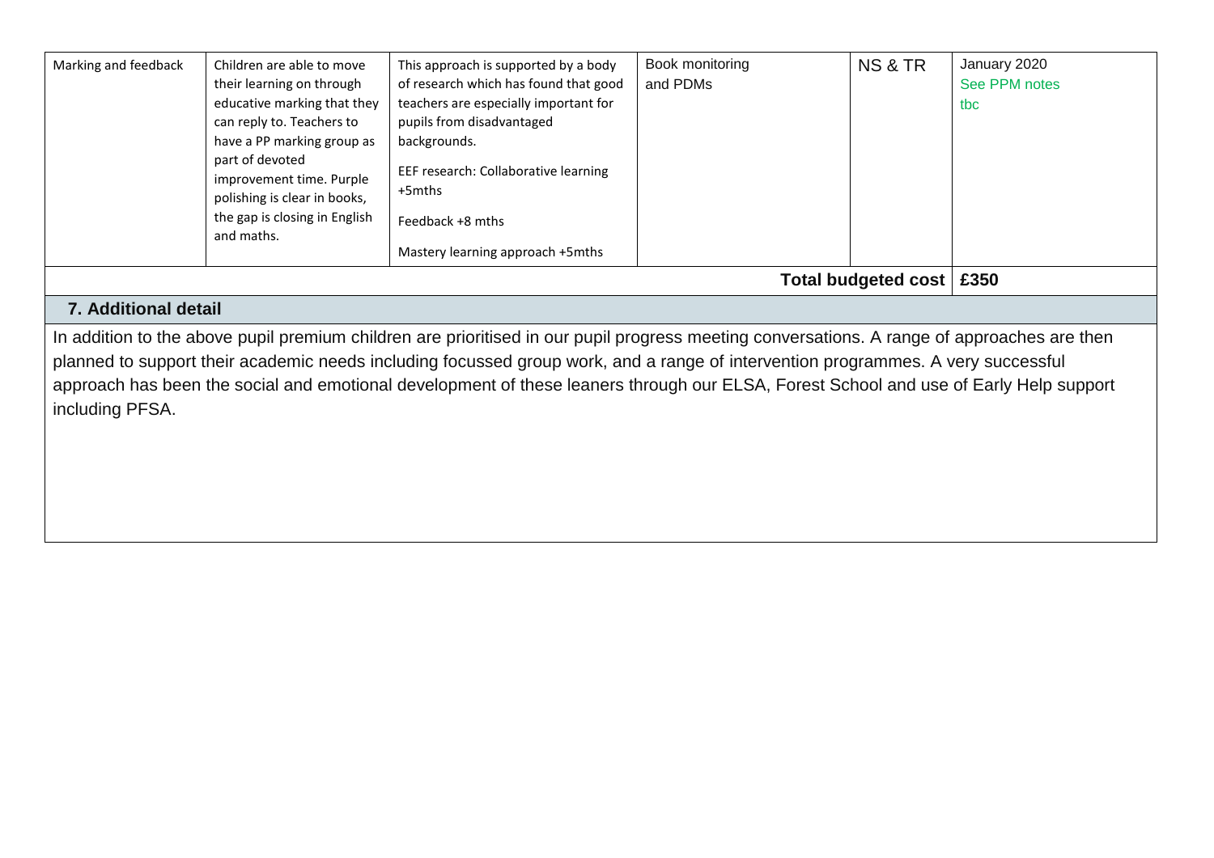| | | | | | |
|---|---|---|---|---|---|
| Marking and feedback | Children are able to move their learning on through educative marking that they can reply to. Teachers to have a PP marking group as part of devoted improvement time. Purple polishing is clear in books, the gap is closing in English and maths. | This approach is supported by a body of research which has found that good teachers are especially important for pupils from disadvantaged backgrounds.<br><br>EEF research: Collaborative learning +5mths<br><br>Feedback +8 mths<br><br>Mastery learning approach +5mths | Book monitoring and PDMs | NS & TR | January 2020<br>See PPM notes<br>tbc |
| | | | | **Total budgeted cost** | **£350** |

## 7. Additional detail

In addition to the above pupil premium children are prioritised in our pupil progress meeting conversations. A range of approaches are then planned to support their academic needs including focussed group work, and a range of intervention programmes. A very successful approach has been the social and emotional development of these leaners through our ELSA, Forest School and use of Early Help support including PFSA.